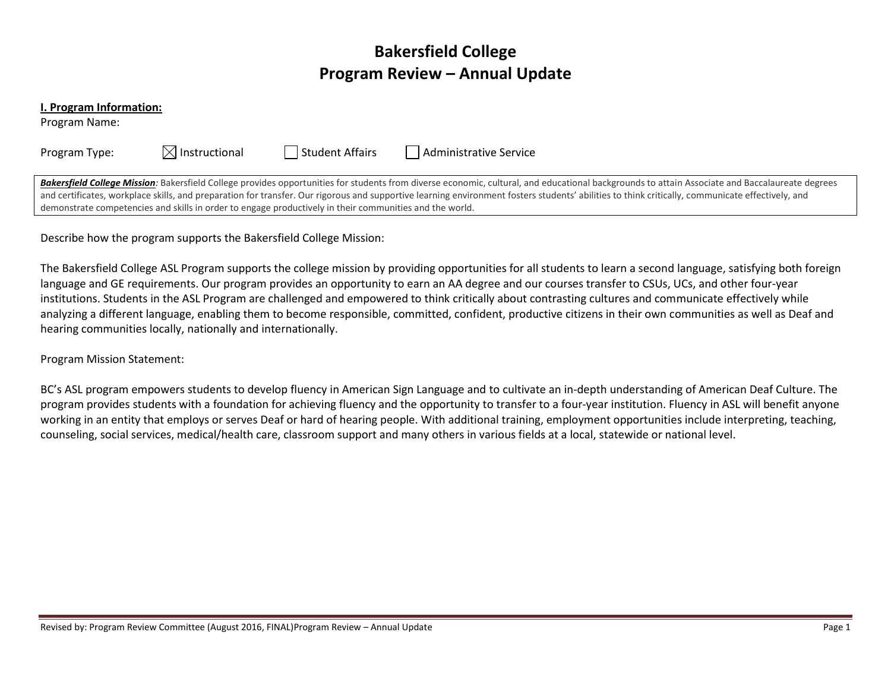# Bakersfield College
# Program Review – Annual Update

**I. Program Information:**

Program Name:

Program Type: ☒ Instructional ☐ Student Affairs ☐ Administrative Service

***Bakersfield College Mission***: Bakersfield College provides opportunities for students from diverse economic, cultural, and educational backgrounds to attain Associate and Baccalaureate degrees and certificates, workplace skills, and preparation for transfer. Our rigorous and supportive learning environment fosters students' abilities to think critically, communicate effectively, and demonstrate competencies and skills in order to engage productively in their communities and the world.

Describe how the program supports the Bakersfield College Mission:

The Bakersfield College ASL Program supports the college mission by providing opportunities for all students to learn a second language, satisfying both foreign language and GE requirements. Our program provides an opportunity to earn an AA degree and our courses transfer to CSUs, UCs, and other four-year institutions. Students in the ASL Program are challenged and empowered to think critically about contrasting cultures and communicate effectively while analyzing a different language, enabling them to become responsible, committed, confident, productive citizens in their own communities as well as Deaf and hearing communities locally, nationally and internationally.

Program Mission Statement:

BC's ASL program empowers students to develop fluency in American Sign Language and to cultivate an in-depth understanding of American Deaf Culture. The program provides students with a foundation for achieving fluency and the opportunity to transfer to a four-year institution. Fluency in ASL will benefit anyone working in an entity that employs or serves Deaf or hard of hearing people. With additional training, employment opportunities include interpreting, teaching, counseling, social services, medical/health care, classroom support and many others in various fields at a local, statewide or national level.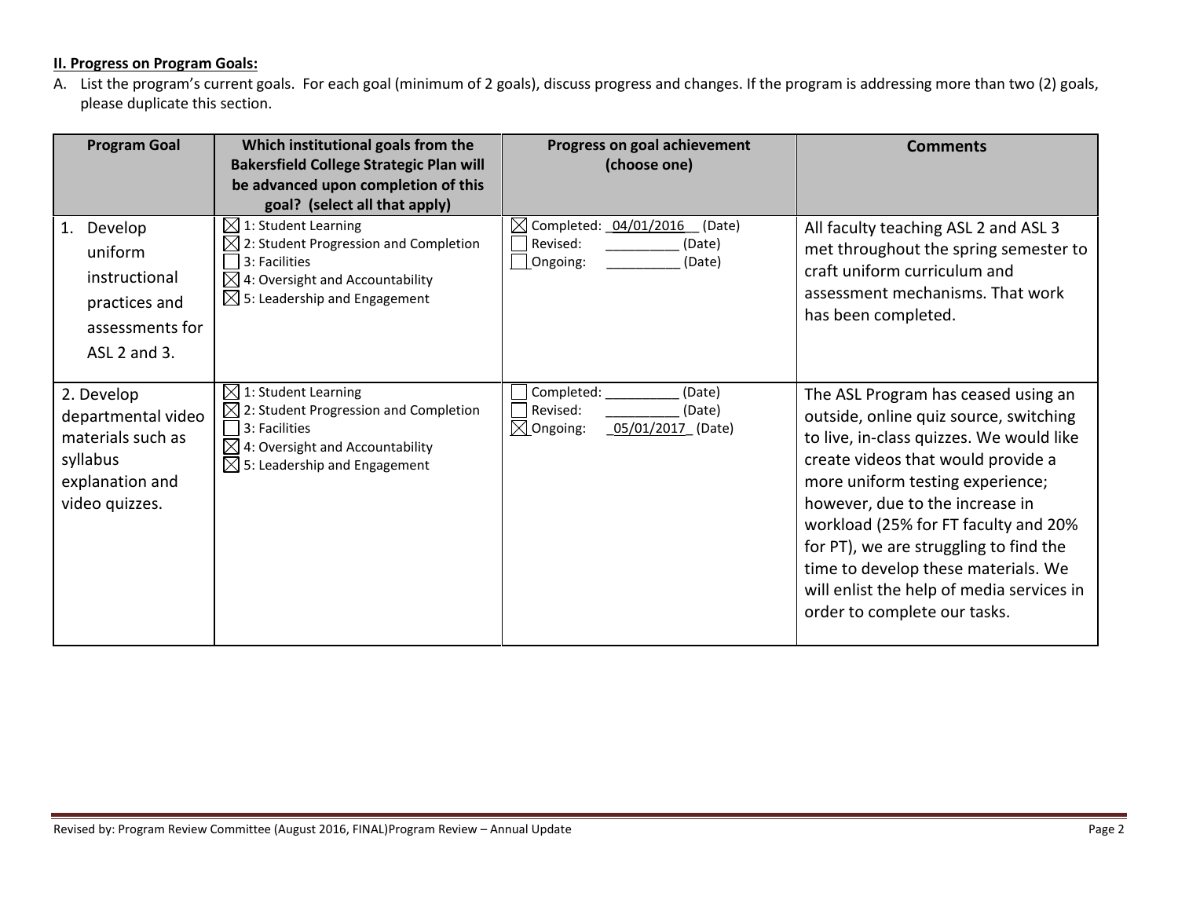**II. Progress on Program Goals:**

A. List the program's current goals. For each goal (minimum of 2 goals), discuss progress and changes. If the program is addressing more than two (2) goals, please duplicate this section.

| Program Goal | Which institutional goals from the Bakersfield College Strategic Plan will be advanced upon completion of this goal? (select all that apply) | Progress on goal achievement (choose one) | Comments |
|---|---|---|---|
| 1. Develop uniform instructional practices and assessments for ASL 2 and 3. | ☒ 1: Student Learning<br>☒ 2: Student Progression and Completion<br>☐ 3: Facilities<br>☒ 4: Oversight and Accountability<br>☒ 5: Leadership and Engagement | ☒ Completed: 04/01/2016 (Date)<br>☐ Revised: __________ (Date)<br>☐ Ongoing: __________ (Date) | All faculty teaching ASL 2 and ASL 3 met throughout the spring semester to craft uniform curriculum and assessment mechanisms. That work has been completed. |
| 2. Develop departmental video materials such as syllabus explanation and video quizzes. | ☒ 1: Student Learning<br>☒ 2: Student Progression and Completion<br>☐ 3: Facilities<br>☒ 4: Oversight and Accountability<br>☒ 5: Leadership and Engagement | ☐ Completed: __________ (Date)<br>☐ Revised: __________ (Date)<br>☒ Ongoing: 05/01/2017 (Date) | The ASL Program has ceased using an outside, online quiz source, switching to live, in-class quizzes. We would like create videos that would provide a more uniform testing experience; however, due to the increase in workload (25% for FT faculty and 20% for PT), we are struggling to find the time to develop these materials. We will enlist the help of media services in order to complete our tasks. |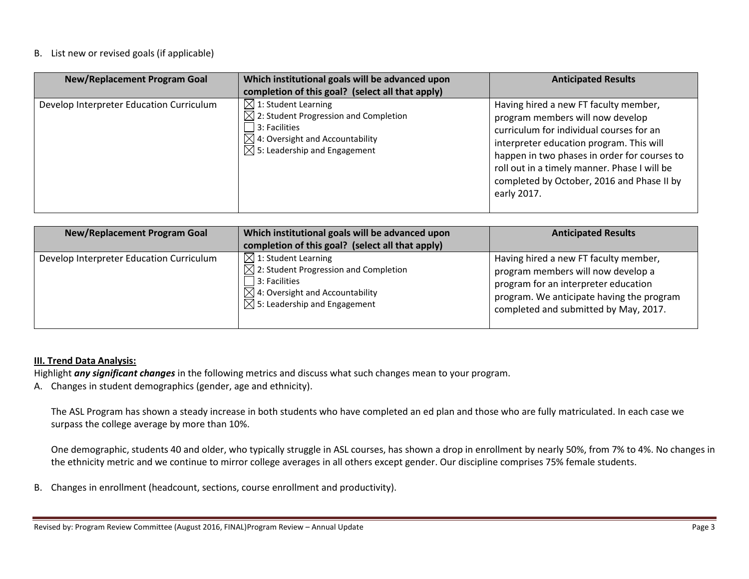B. List new or revised goals (if applicable)

| New/Replacement Program Goal | Which institutional goals will be advanced upon completion of this goal? (select all that apply) | Anticipated Results |
|---|---|---|
| Develop Interpreter Education Curriculum | ☒ 1: Student Learning<br>☒ 2: Student Progression and Completion<br>☐ 3: Facilities<br>☒ 4: Oversight and Accountability<br>☒ 5: Leadership and Engagement | Having hired a new FT faculty member, program members will now develop curriculum for individual courses for an interpreter education program. This will happen in two phases in order for courses to roll out in a timely manner. Phase I will be completed by October, 2016 and Phase II by early 2017. |

| New/Replacement Program Goal | Which institutional goals will be advanced upon completion of this goal? (select all that apply) | Anticipated Results |
|---|---|---|
| Develop Interpreter Education Curriculum | ☒ 1: Student Learning<br>☒ 2: Student Progression and Completion<br>☐ 3: Facilities<br>☒ 4: Oversight and Accountability<br>☒ 5: Leadership and Engagement | Having hired a new FT faculty member, program members will now develop a program for an interpreter education program. We anticipate having the program completed and submitted by May, 2017. |

**III. Trend Data Analysis:**

Highlight ***any significant changes*** in the following metrics and discuss what such changes mean to your program.

A. Changes in student demographics (gender, age and ethnicity).

The ASL Program has shown a steady increase in both students who have completed an ed plan and those who are fully matriculated. In each case we surpass the college average by more than 10%.

One demographic, students 40 and older, who typically struggle in ASL courses, has shown a drop in enrollment by nearly 50%, from 7% to 4%. No changes in the ethnicity metric and we continue to mirror college averages in all others except gender. Our discipline comprises 75% female students.

B. Changes in enrollment (headcount, sections, course enrollment and productivity).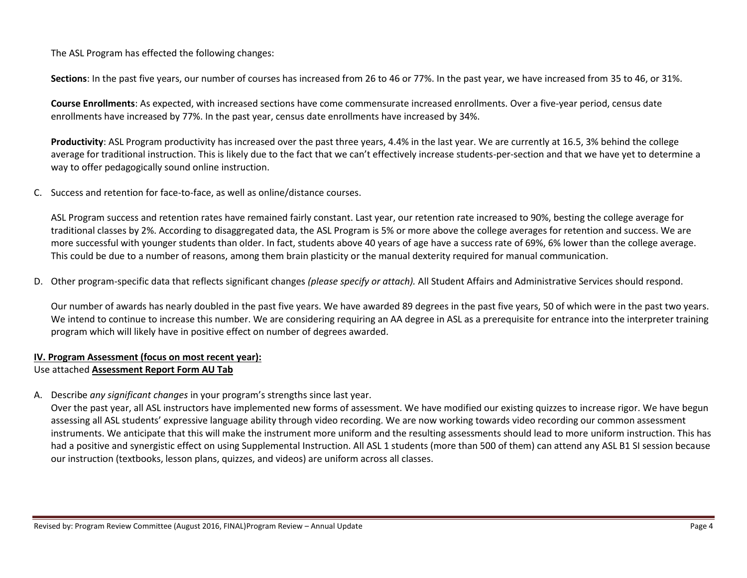The ASL Program has effected the following changes:

**Sections**: In the past five years, our number of courses has increased from 26 to 46 or 77%. In the past year, we have increased from 35 to 46, or 31%.

**Course Enrollments**: As expected, with increased sections have come commensurate increased enrollments. Over a five-year period, census date enrollments have increased by 77%. In the past year, census date enrollments have increased by 34%.

**Productivity**: ASL Program productivity has increased over the past three years, 4.4% in the last year. We are currently at 16.5, 3% behind the college average for traditional instruction. This is likely due to the fact that we can't effectively increase students-per-section and that we have yet to determine a way to offer pedagogically sound online instruction.

C. Success and retention for face-to-face, as well as online/distance courses.

ASL Program success and retention rates have remained fairly constant. Last year, our retention rate increased to 90%, besting the college average for traditional classes by 2%. According to disaggregated data, the ASL Program is 5% or more above the college averages for retention and success. We are more successful with younger students than older. In fact, students above 40 years of age have a success rate of 69%, 6% lower than the college average. This could be due to a number of reasons, among them brain plasticity or the manual dexterity required for manual communication.

D. Other program-specific data that reflects significant changes *(please specify or attach).* All Student Affairs and Administrative Services should respond.

Our number of awards has nearly doubled in the past five years. We have awarded 89 degrees in the past five years, 50 of which were in the past two years. We intend to continue to increase this number. We are considering requiring an AA degree in ASL as a prerequisite for entrance into the interpreter training program which will likely have in positive effect on number of degrees awarded.

## IV. Program Assessment (focus on most recent year):

Use attached **Assessment Report Form AU Tab**

A. Describe *any significant changes* in your program's strengths since last year.

Over the past year, all ASL instructors have implemented new forms of assessment. We have modified our existing quizzes to increase rigor. We have begun assessing all ASL students' expressive language ability through video recording. We are now working towards video recording our common assessment instruments. We anticipate that this will make the instrument more uniform and the resulting assessments should lead to more uniform instruction. This has had a positive and synergistic effect on using Supplemental Instruction. All ASL 1 students (more than 500 of them) can attend any ASL B1 SI session because our instruction (textbooks, lesson plans, quizzes, and videos) are uniform across all classes.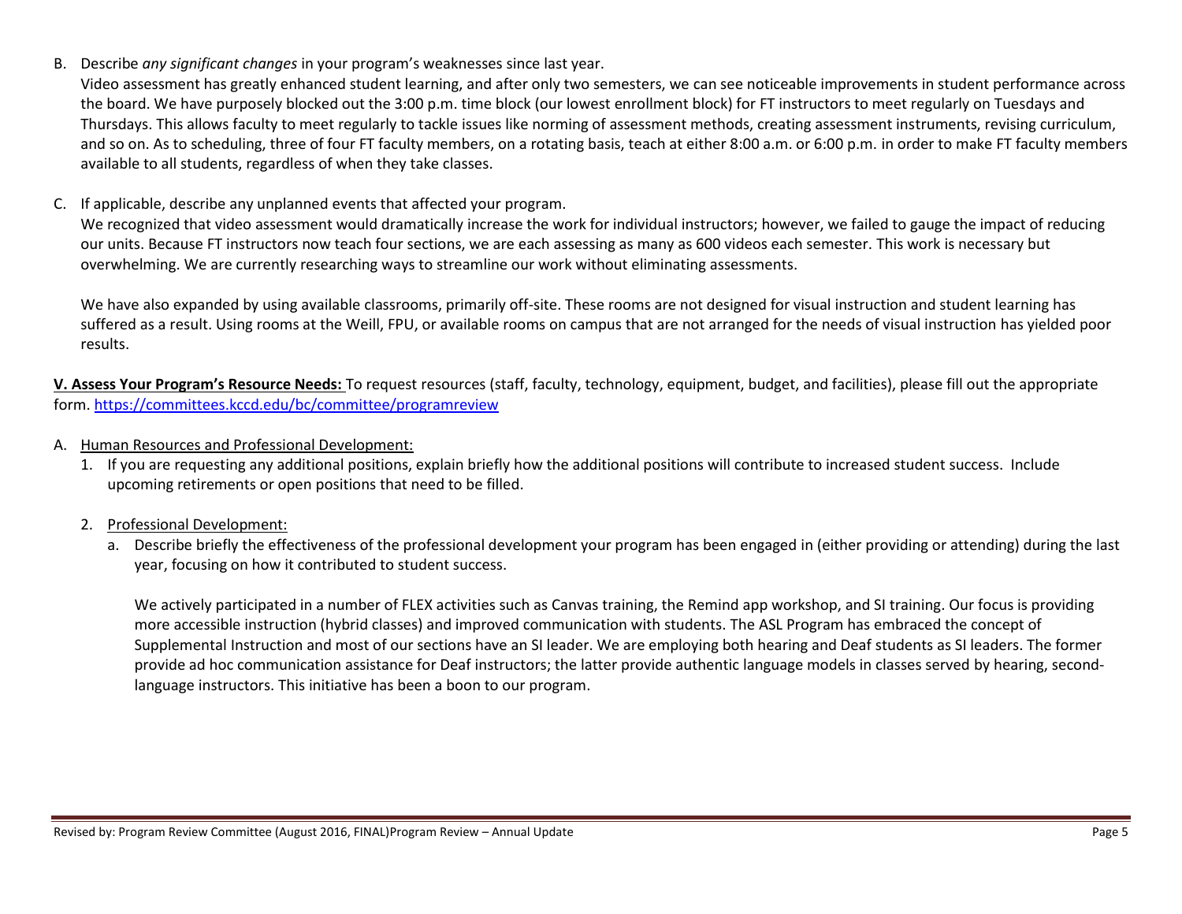B. Describe *any significant changes* in your program's weaknesses since last year.

Video assessment has greatly enhanced student learning, and after only two semesters, we can see noticeable improvements in student performance across the board. We have purposely blocked out the 3:00 p.m. time block (our lowest enrollment block) for FT instructors to meet regularly on Tuesdays and Thursdays. This allows faculty to meet regularly to tackle issues like norming of assessment methods, creating assessment instruments, revising curriculum, and so on. As to scheduling, three of four FT faculty members, on a rotating basis, teach at either 8:00 a.m. or 6:00 p.m. in order to make FT faculty members available to all students, regardless of when they take classes.

C. If applicable, describe any unplanned events that affected your program.

We recognized that video assessment would dramatically increase the work for individual instructors; however, we failed to gauge the impact of reducing our units. Because FT instructors now teach four sections, we are each assessing as many as 600 videos each semester. This work is necessary but overwhelming. We are currently researching ways to streamline our work without eliminating assessments.

We have also expanded by using available classrooms, primarily off-site. These rooms are not designed for visual instruction and student learning has suffered as a result. Using rooms at the Weill, FPU, or available rooms on campus that are not arranged for the needs of visual instruction has yielded poor results.

**V. Assess Your Program's Resource Needs:** To request resources (staff, faculty, technology, equipment, budget, and facilities), please fill out the appropriate form. [https://committees.kccd.edu/bc/committee/programreview](https://committees.kccd.edu/bc/committee/programreview)

A. Human Resources and Professional Development:

1. If you are requesting any additional positions, explain briefly how the additional positions will contribute to increased student success. Include upcoming retirements or open positions that need to be filled.

2. Professional Development:

   a. Describe briefly the effectiveness of the professional development your program has been engaged in (either providing or attending) during the last year, focusing on how it contributed to student success.

   We actively participated in a number of FLEX activities such as Canvas training, the Remind app workshop, and SI training. Our focus is providing more accessible instruction (hybrid classes) and improved communication with students. The ASL Program has embraced the concept of Supplemental Instruction and most of our sections have an SI leader. We are employing both hearing and Deaf students as SI leaders. The former provide ad hoc communication assistance for Deaf instructors; the latter provide authentic language models in classes served by hearing, second-language instructors. This initiative has been a boon to our program.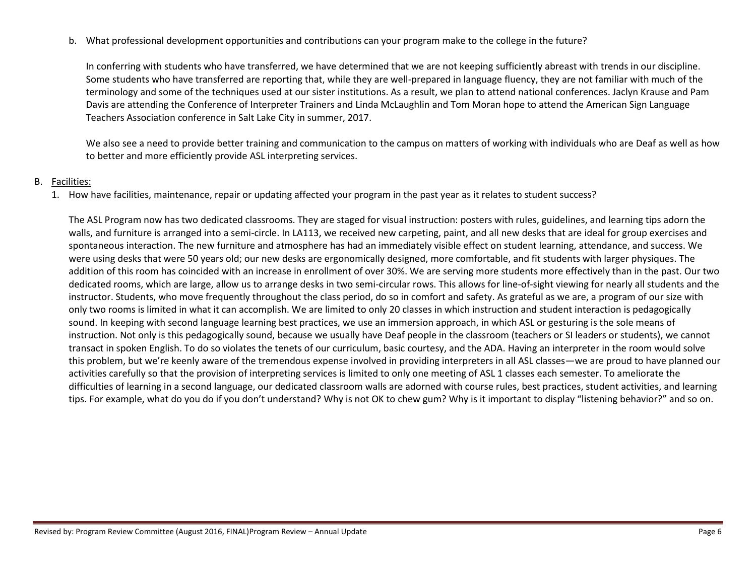b. What professional development opportunities and contributions can your program make to the college in the future?

In conferring with students who have transferred, we have determined that we are not keeping sufficiently abreast with trends in our discipline. Some students who have transferred are reporting that, while they are well-prepared in language fluency, they are not familiar with much of the terminology and some of the techniques used at our sister institutions. As a result, we plan to attend national conferences. Jaclyn Krause and Pam Davis are attending the Conference of Interpreter Trainers and Linda McLaughlin and Tom Moran hope to attend the American Sign Language Teachers Association conference in Salt Lake City in summer, 2017.

We also see a need to provide better training and communication to the campus on matters of working with individuals who are Deaf as well as how to better and more efficiently provide ASL interpreting services.

B. <u>Facilities:</u>

1. How have facilities, maintenance, repair or updating affected your program in the past year as it relates to student success?

The ASL Program now has two dedicated classrooms. They are staged for visual instruction: posters with rules, guidelines, and learning tips adorn the walls, and furniture is arranged into a semi-circle. In LA113, we received new carpeting, paint, and all new desks that are ideal for group exercises and spontaneous interaction. The new furniture and atmosphere has had an immediately visible effect on student learning, attendance, and success. We were using desks that were 50 years old; our new desks are ergonomically designed, more comfortable, and fit students with larger physiques. The addition of this room has coincided with an increase in enrollment of over 30%. We are serving more students more effectively than in the past. Our two dedicated rooms, which are large, allow us to arrange desks in two semi-circular rows. This allows for line-of-sight viewing for nearly all students and the instructor. Students, who move frequently throughout the class period, do so in comfort and safety. As grateful as we are, a program of our size with only two rooms is limited in what it can accomplish. We are limited to only 20 classes in which instruction and student interaction is pedagogically sound. In keeping with second language learning best practices, we use an immersion approach, in which ASL or gesturing is the sole means of instruction. Not only is this pedagogically sound, because we usually have Deaf people in the classroom (teachers or SI leaders or students), we cannot transact in spoken English. To do so violates the tenets of our curriculum, basic courtesy, and the ADA. Having an interpreter in the room would solve this problem, but we're keenly aware of the tremendous expense involved in providing interpreters in all ASL classes—we are proud to have planned our activities carefully so that the provision of interpreting services is limited to only one meeting of ASL 1 classes each semester. To ameliorate the difficulties of learning in a second language, our dedicated classroom walls are adorned with course rules, best practices, student activities, and learning tips. For example, what do you do if you don't understand? Why is not OK to chew gum? Why is it important to display "listening behavior?" and so on.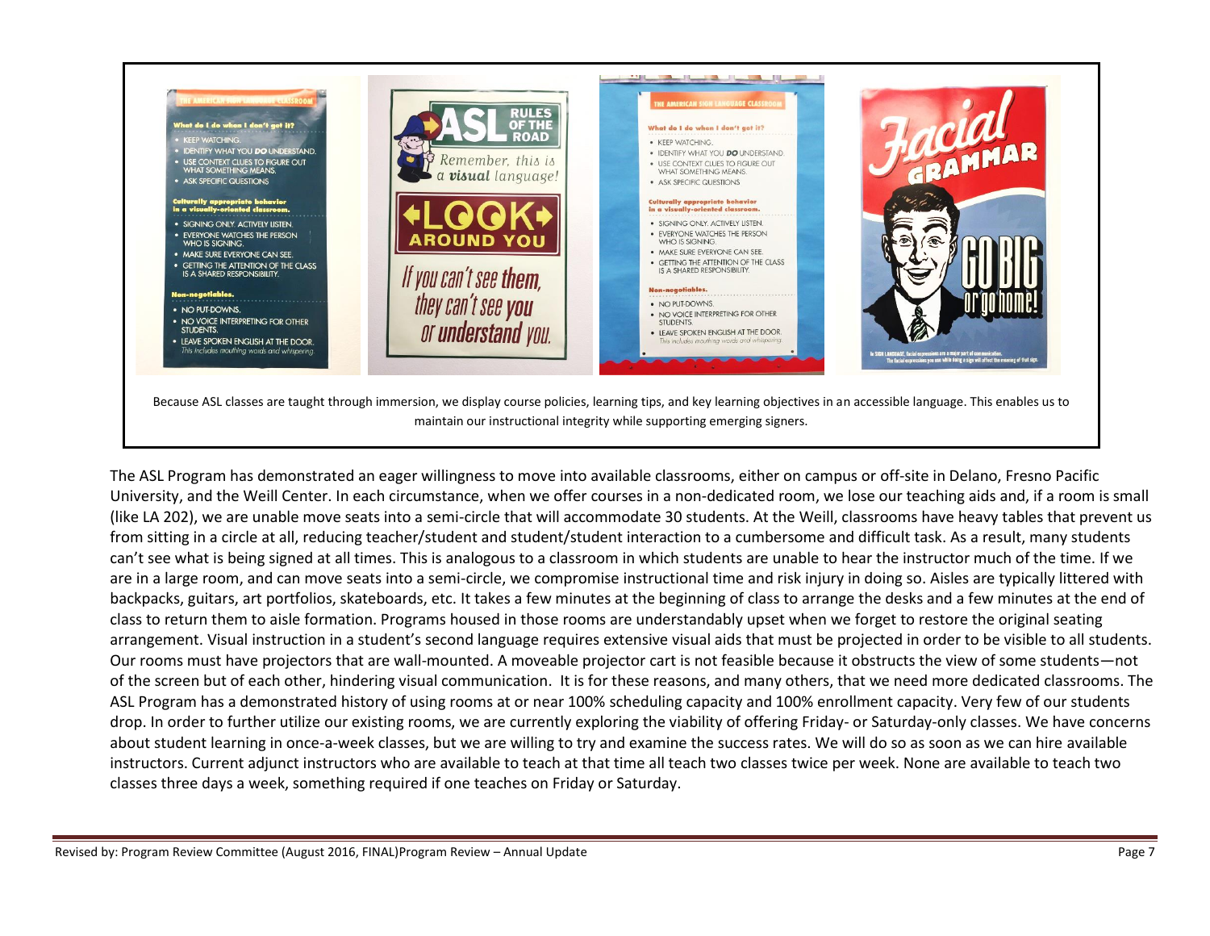Because ASL classes are taught through immersion, we display course policies, learning tips, and key learning objectives in an accessible language. This enables us to maintain our instructional integrity while supporting emerging signers.

The ASL Program has demonstrated an eager willingness to move into available classrooms, either on campus or off-site in Delano, Fresno Pacific University, and the Weill Center. In each circumstance, when we offer courses in a non-dedicated room, we lose our teaching aids and, if a room is small (like LA 202), we are unable move seats into a semi-circle that will accommodate 30 students. At the Weill, classrooms have heavy tables that prevent us from sitting in a circle at all, reducing teacher/student and student/student interaction to a cumbersome and difficult task. As a result, many students can't see what is being signed at all times. This is analogous to a classroom in which students are unable to hear the instructor much of the time. If we are in a large room, and can move seats into a semi-circle, we compromise instructional time and risk injury in doing so. Aisles are typically littered with backpacks, guitars, art portfolios, skateboards, etc. It takes a few minutes at the beginning of class to arrange the desks and a few minutes at the end of class to return them to aisle formation. Programs housed in those rooms are understandably upset when we forget to restore the original seating arrangement. Visual instruction in a student's second language requires extensive visual aids that must be projected in order to be visible to all students. Our rooms must have projectors that are wall-mounted. A moveable projector cart is not feasible because it obstructs the view of some students—not of the screen but of each other, hindering visual communication. It is for these reasons, and many others, that we need more dedicated classrooms. The ASL Program has a demonstrated history of using rooms at or near 100% scheduling capacity and 100% enrollment capacity. Very few of our students drop. In order to further utilize our existing rooms, we are currently exploring the viability of offering Friday- or Saturday-only classes. We have concerns about student learning in once-a-week classes, but we are willing to try and examine the success rates. We will do so as soon as we can hire available instructors. Current adjunct instructors who are available to teach at that time all teach two classes twice per week. None are available to teach two classes three days a week, something required if one teaches on Friday or Saturday.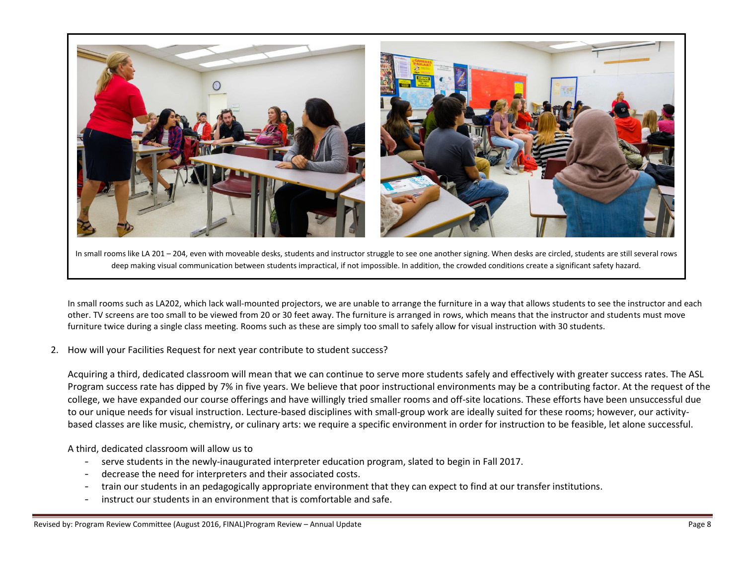In small rooms like LA 201 – 204, even with moveable desks, students and instructor struggle to see one another signing. When desks are circled, students are still several rows deep making visual communication between students impractical, if not impossible. In addition, the crowded conditions create a significant safety hazard.

In small rooms such as LA202, which lack wall-mounted projectors, we are unable to arrange the furniture in a way that allows students to see the instructor and each other. TV screens are too small to be viewed from 20 or 30 feet away. The furniture is arranged in rows, which means that the instructor and students must move furniture twice during a single class meeting. Rooms such as these are simply too small to safely allow for visual instruction with 30 students.

2. How will your Facilities Request for next year contribute to student success?

   Acquiring a third, dedicated classroom will mean that we can continue to serve more students safely and effectively with greater success rates. The ASL Program success rate has dipped by 7% in five years. We believe that poor instructional environments may be a contributing factor. At the request of the college, we have expanded our course offerings and have willingly tried smaller rooms and off-site locations. These efforts have been unsuccessful due to our unique needs for visual instruction. Lecture-based disciplines with small-group work are ideally suited for these rooms; however, our activity-based classes are like music, chemistry, or culinary arts: we require a specific environment in order for instruction to be feasible, let alone successful.

   A third, dedicated classroom will allow us to

   - serve students in the newly-inaugurated interpreter education program, slated to begin in Fall 2017.
   - decrease the need for interpreters and their associated costs.
   - train our students in an pedagogically appropriate environment that they can expect to find at our transfer institutions.
   - instruct our students in an environment that is comfortable and safe.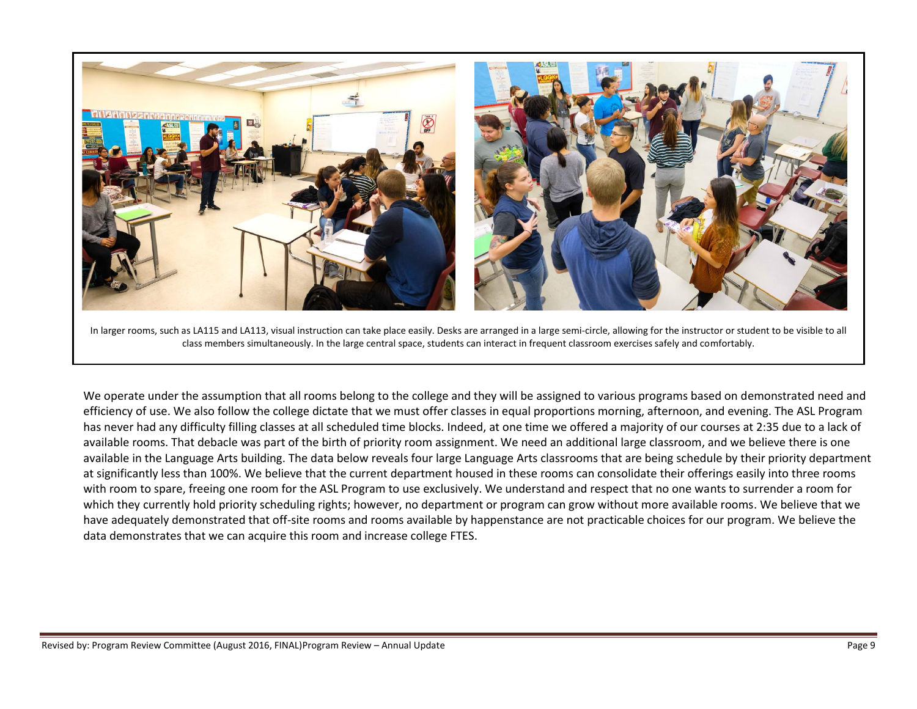In larger rooms, such as LA115 and LA113, visual instruction can take place easily. Desks are arranged in a large semi-circle, allowing for the instructor or student to be visible to all class members simultaneously. In the large central space, students can interact in frequent classroom exercises safely and comfortably.

We operate under the assumption that all rooms belong to the college and they will be assigned to various programs based on demonstrated need and efficiency of use. We also follow the college dictate that we must offer classes in equal proportions morning, afternoon, and evening. The ASL Program has never had any difficulty filling classes at all scheduled time blocks. Indeed, at one time we offered a majority of our courses at 2:35 due to a lack of available rooms. That debacle was part of the birth of priority room assignment. We need an additional large classroom, and we believe there is one available in the Language Arts building. The data below reveals four large Language Arts classrooms that are being schedule by their priority department at significantly less than 100%. We believe that the current department housed in these rooms can consolidate their offerings easily into three rooms with room to spare, freeing one room for the ASL Program to use exclusively. We understand and respect that no one wants to surrender a room for which they currently hold priority scheduling rights; however, no department or program can grow without more available rooms. We believe that we have adequately demonstrated that off-site rooms and rooms available by happenstance are not practicable choices for our program. We believe the data demonstrates that we can acquire this room and increase college FTES.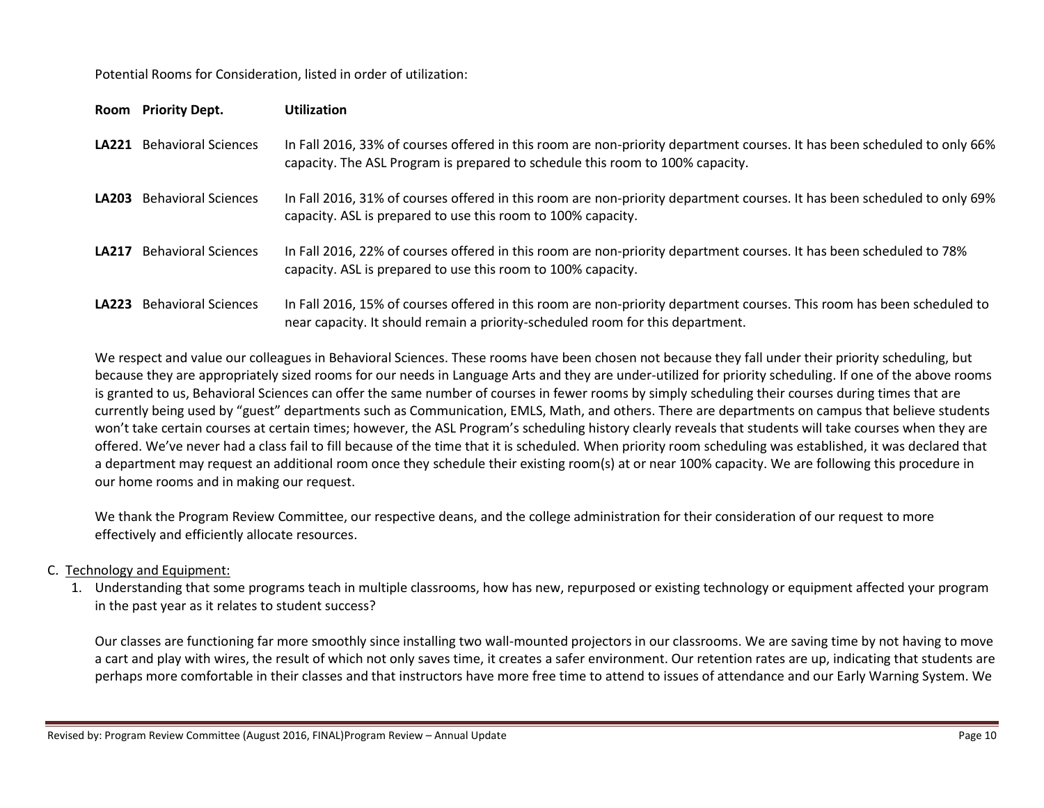Potential Rooms for Consideration, listed in order of utilization:

| Room | Priority Dept. | Utilization |
|---|---|---|
| **LA221** | Behavioral Sciences | In Fall 2016, 33% of courses offered in this room are non-priority department courses. It has been scheduled to only 66% capacity. The ASL Program is prepared to schedule this room to 100% capacity. |
| **LA203** | Behavioral Sciences | In Fall 2016, 31% of courses offered in this room are non-priority department courses. It has been scheduled to only 69% capacity. ASL is prepared to use this room to 100% capacity. |
| **LA217** | Behavioral Sciences | In Fall 2016, 22% of courses offered in this room are non-priority department courses. It has been scheduled to 78% capacity. ASL is prepared to use this room to 100% capacity. |
| **LA223** | Behavioral Sciences | In Fall 2016, 15% of courses offered in this room are non-priority department courses. This room has been scheduled to near capacity. It should remain a priority-scheduled room for this department. |

We respect and value our colleagues in Behavioral Sciences. These rooms have been chosen not because they fall under their priority scheduling, but because they are appropriately sized rooms for our needs in Language Arts and they are under-utilized for priority scheduling. If one of the above rooms is granted to us, Behavioral Sciences can offer the same number of courses in fewer rooms by simply scheduling their courses during times that are currently being used by "guest" departments such as Communication, EMLS, Math, and others. There are departments on campus that believe students won't take certain courses at certain times; however, the ASL Program's scheduling history clearly reveals that students will take courses when they are offered. We've never had a class fail to fill because of the time that it is scheduled. When priority room scheduling was established, it was declared that a department may request an additional room once they schedule their existing room(s) at or near 100% capacity. We are following this procedure in our home rooms and in making our request.

We thank the Program Review Committee, our respective deans, and the college administration for their consideration of our request to more effectively and efficiently allocate resources.

C. Technology and Equipment:

1. Understanding that some programs teach in multiple classrooms, how has new, repurposed or existing technology or equipment affected your program in the past year as it relates to student success?

   Our classes are functioning far more smoothly since installing two wall-mounted projectors in our classrooms. We are saving time by not having to move a cart and play with wires, the result of which not only saves time, it creates a safer environment. Our retention rates are up, indicating that students are perhaps more comfortable in their classes and that instructors have more free time to attend to issues of attendance and our Early Warning System. We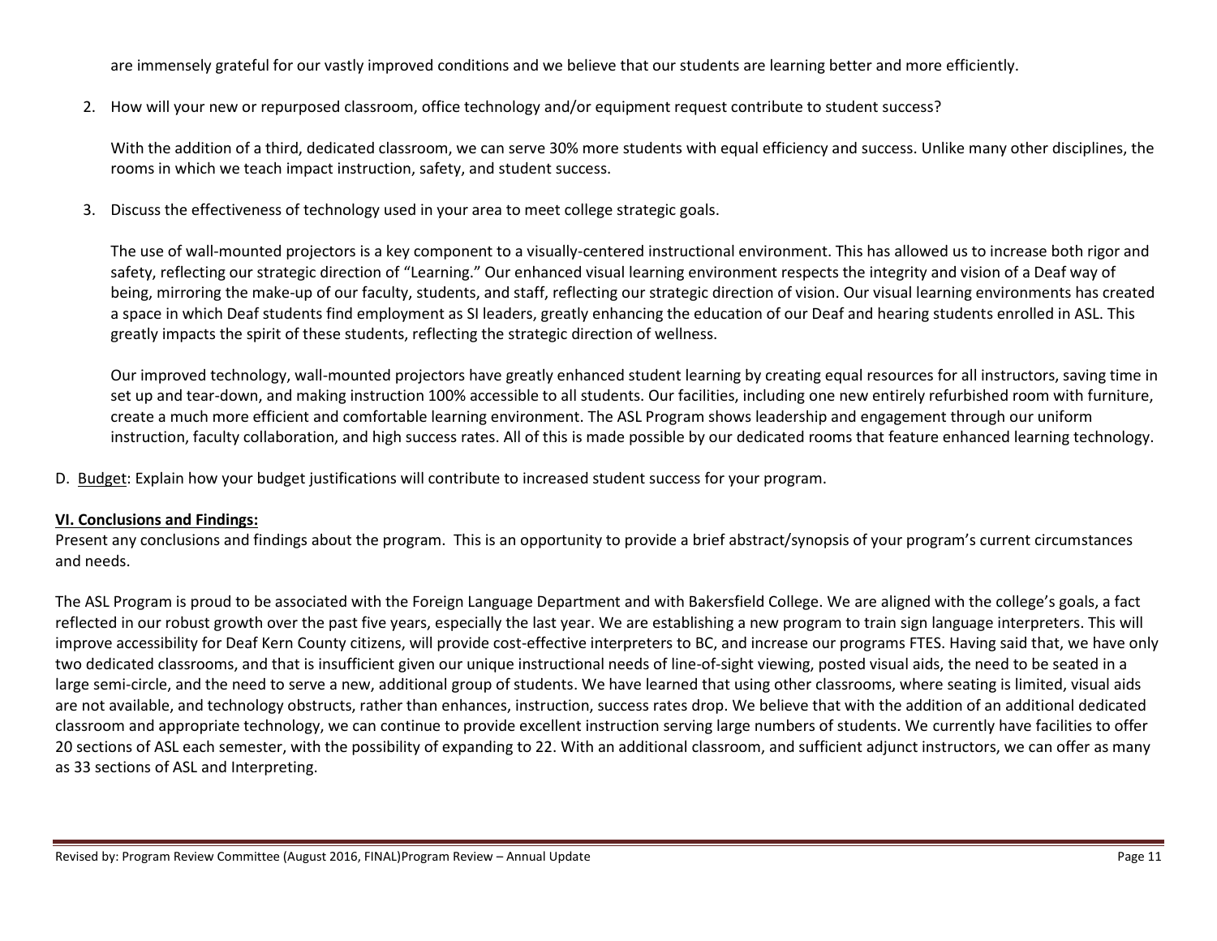are immensely grateful for our vastly improved conditions and we believe that our students are learning better and more efficiently.

2. How will your new or repurposed classroom, office technology and/or equipment request contribute to student success?

   With the addition of a third, dedicated classroom, we can serve 30% more students with equal efficiency and success. Unlike many other disciplines, the rooms in which we teach impact instruction, safety, and student success.

3. Discuss the effectiveness of technology used in your area to meet college strategic goals.

   The use of wall-mounted projectors is a key component to a visually-centered instructional environment. This has allowed us to increase both rigor and safety, reflecting our strategic direction of "Learning." Our enhanced visual learning environment respects the integrity and vision of a Deaf way of being, mirroring the make-up of our faculty, students, and staff, reflecting our strategic direction of vision. Our visual learning environments has created a space in which Deaf students find employment as SI leaders, greatly enhancing the education of our Deaf and hearing students enrolled in ASL. This greatly impacts the spirit of these students, reflecting the strategic direction of wellness.

   Our improved technology, wall-mounted projectors have greatly enhanced student learning by creating equal resources for all instructors, saving time in set up and tear-down, and making instruction 100% accessible to all students. Our facilities, including one new entirely refurbished room with furniture, create a much more efficient and comfortable learning environment. The ASL Program shows leadership and engagement through our uniform instruction, faculty collaboration, and high success rates. All of this is made possible by our dedicated rooms that feature enhanced learning technology.

D. Budget: Explain how your budget justifications will contribute to increased student success for your program.

## VI. Conclusions and Findings:

Present any conclusions and findings about the program. This is an opportunity to provide a brief abstract/synopsis of your program's current circumstances and needs.

The ASL Program is proud to be associated with the Foreign Language Department and with Bakersfield College. We are aligned with the college's goals, a fact reflected in our robust growth over the past five years, especially the last year. We are establishing a new program to train sign language interpreters. This will improve accessibility for Deaf Kern County citizens, will provide cost-effective interpreters to BC, and increase our programs FTES. Having said that, we have only two dedicated classrooms, and that is insufficient given our unique instructional needs of line-of-sight viewing, posted visual aids, the need to be seated in a large semi-circle, and the need to serve a new, additional group of students. We have learned that using other classrooms, where seating is limited, visual aids are not available, and technology obstructs, rather than enhances, instruction, success rates drop. We believe that with the addition of an additional dedicated classroom and appropriate technology, we can continue to provide excellent instruction serving large numbers of students. We currently have facilities to offer 20 sections of ASL each semester, with the possibility of expanding to 22. With an additional classroom, and sufficient adjunct instructors, we can offer as many as 33 sections of ASL and Interpreting.